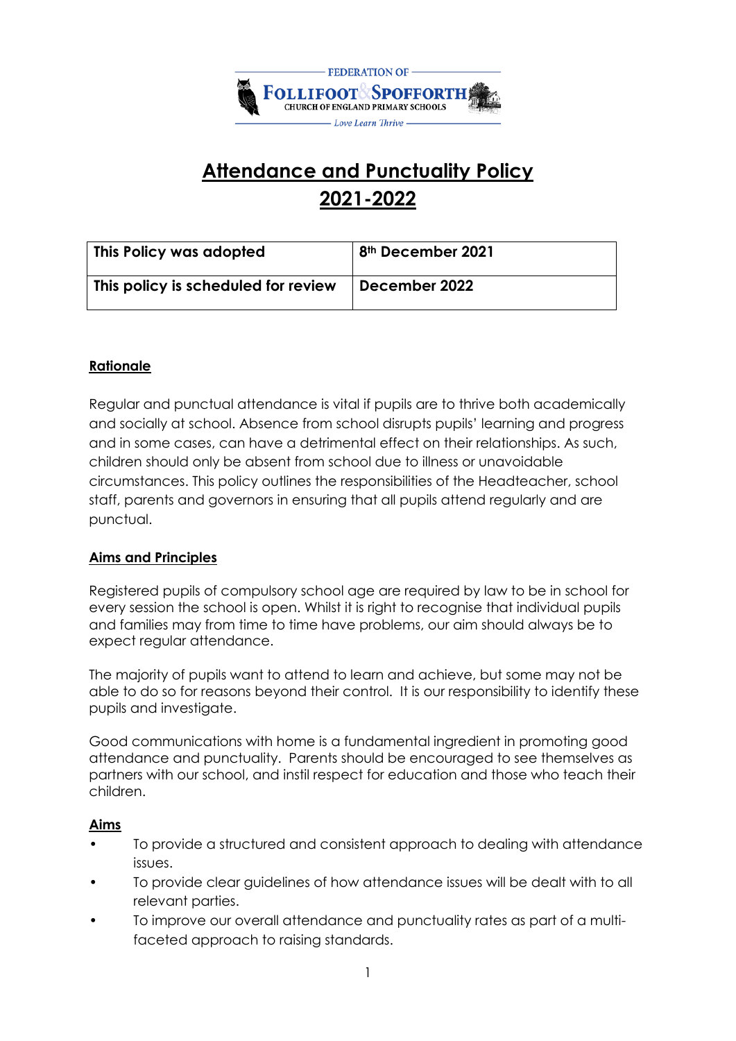FEDERATION OF FOLLIFOOT & SPOFFORTH CHURCH OF ENGLAND PRIMARY SCHOOLS

*Love Learn Thrive*

# Attendance and Punctuality Policy 2021-2022

| **This Policy was adopted** | **8th December 2021** |
| --- | --- |
| **This policy is scheduled for review** | **December 2022** |

## Rationale

Regular and punctual attendance is vital if pupils are to thrive both academically and socially at school. Absence from school disrupts pupils' learning and progress and in some cases, can have a detrimental effect on their relationships. As such, children should only be absent from school due to illness or unavoidable circumstances. This policy outlines the responsibilities of the Headteacher, school staff, parents and governors in ensuring that all pupils attend regularly and are punctual.

## Aims and Principles

Registered pupils of compulsory school age are required by law to be in school for every session the school is open. Whilst it is right to recognise that individual pupils and families may from time to time have problems, our aim should always be to expect regular attendance.

The majority of pupils want to attend to learn and achieve, but some may not be able to do so for reasons beyond their control. It is our responsibility to identify these pupils and investigate.

Good communications with home is a fundamental ingredient in promoting good attendance and punctuality. Parents should be encouraged to see themselves as partners with our school, and instil respect for education and those who teach their children.

## Aims

- To provide a structured and consistent approach to dealing with attendance issues.
- To provide clear guidelines of how attendance issues will be dealt with to all relevant parties.
- To improve our overall attendance and punctuality rates as part of a multi-faceted approach to raising standards.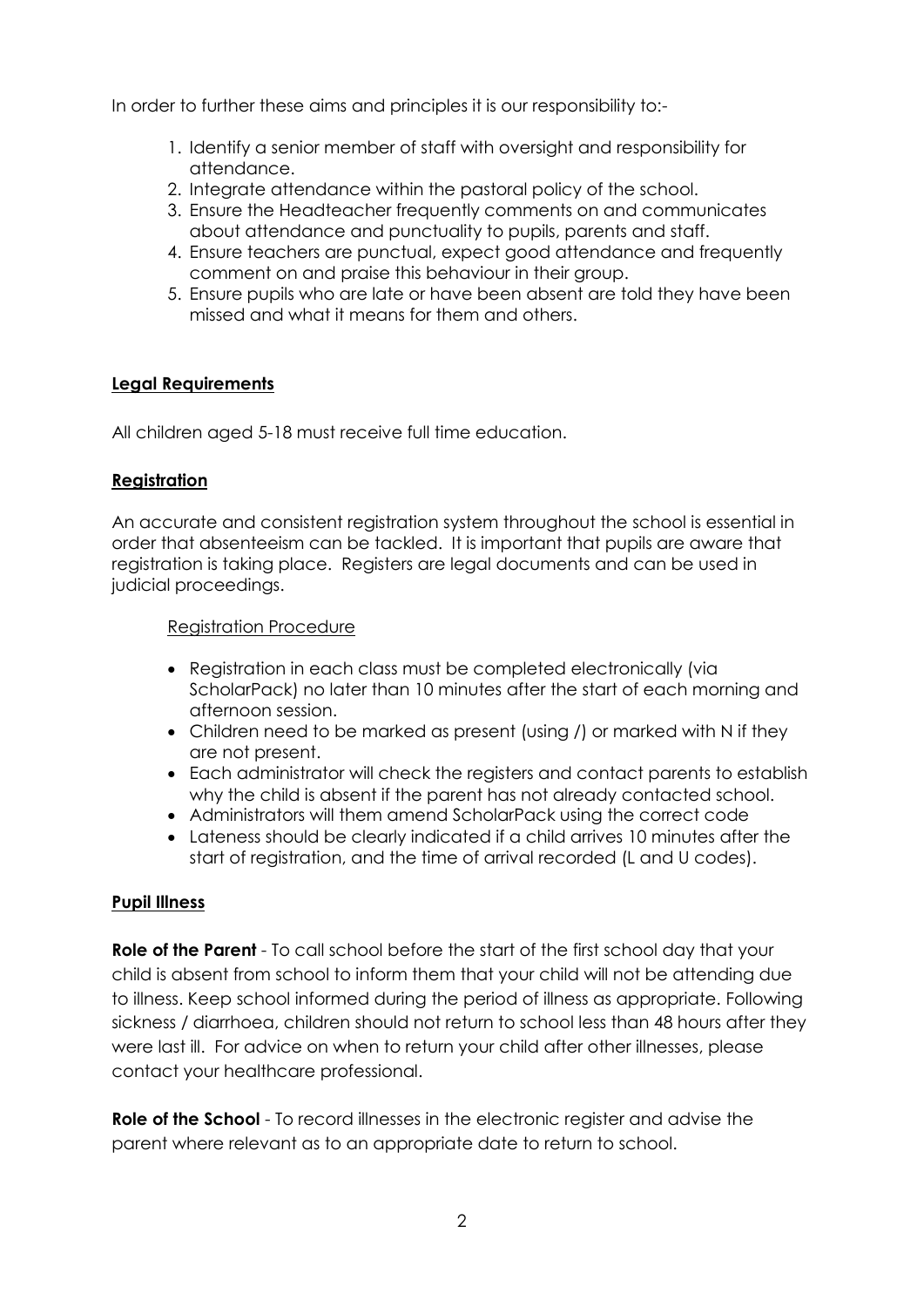In order to further these aims and principles it is our responsibility to:-

1. Identify a senior member of staff with oversight and responsibility for attendance.
2. Integrate attendance within the pastoral policy of the school.
3. Ensure the Headteacher frequently comments on and communicates about attendance and punctuality to pupils, parents and staff.
4. Ensure teachers are punctual, expect good attendance and frequently comment on and praise this behaviour in their group.
5. Ensure pupils who are late or have been absent are told they have been missed and what it means for them and others.

## Legal Requirements

All children aged 5-18 must receive full time education.

## Registration

An accurate and consistent registration system throughout the school is essential in order that absenteeism can be tackled. It is important that pupils are aware that registration is taking place. Registers are legal documents and can be used in judicial proceedings.

### Registration Procedure

- Registration in each class must be completed electronically (via ScholarPack) no later than 10 minutes after the start of each morning and afternoon session.
- Children need to be marked as present (using /) or marked with N if they are not present.
- Each administrator will check the registers and contact parents to establish why the child is absent if the parent has not already contacted school.
- Administrators will them amend ScholarPack using the correct code
- Lateness should be clearly indicated if a child arrives 10 minutes after the start of registration, and the time of arrival recorded (L and U codes).

## Pupil Illness

**Role of the Parent** - To call school before the start of the first school day that your child is absent from school to inform them that your child will not be attending due to illness. Keep school informed during the period of illness as appropriate. Following sickness / diarrhoea, children should not return to school less than 48 hours after they were last ill. For advice on when to return your child after other illnesses, please contact your healthcare professional.

**Role of the School** - To record illnesses in the electronic register and advise the parent where relevant as to an appropriate date to return to school.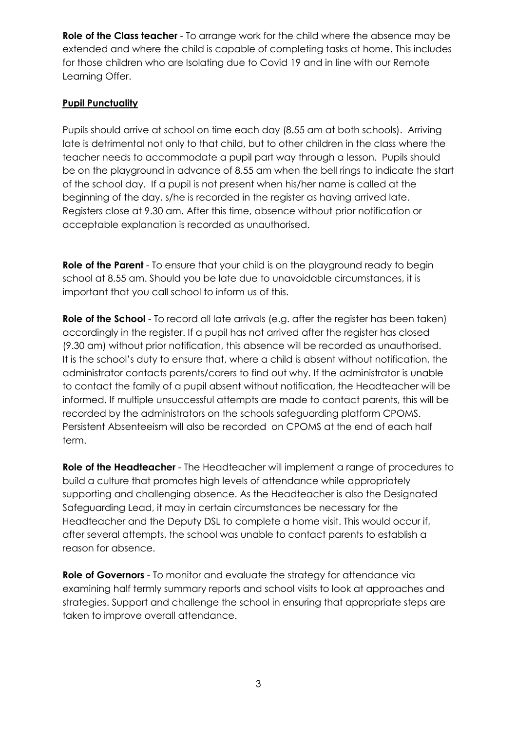**Role of the Class teacher** - To arrange work for the child where the absence may be extended and where the child is capable of completing tasks at home. This includes for those children who are Isolating due to Covid 19 and in line with our Remote Learning Offer.

**Pupil Punctuality**

Pupils should arrive at school on time each day (8.55 am at both schools). Arriving late is detrimental not only to that child, but to other children in the class where the teacher needs to accommodate a pupil part way through a lesson. Pupils should be on the playground in advance of 8.55 am when the bell rings to indicate the start of the school day. If a pupil is not present when his/her name is called at the beginning of the day, s/he is recorded in the register as having arrived late. Registers close at 9.30 am. After this time, absence without prior notification or acceptable explanation is recorded as unauthorised.

**Role of the Parent** - To ensure that your child is on the playground ready to begin school at 8.55 am. Should you be late due to unavoidable circumstances, it is important that you call school to inform us of this.

**Role of the School** - To record all late arrivals (e.g. after the register has been taken) accordingly in the register. If a pupil has not arrived after the register has closed (9.30 am) without prior notification, this absence will be recorded as unauthorised. It is the school's duty to ensure that, where a child is absent without notification, the administrator contacts parents/carers to find out why. If the administrator is unable to contact the family of a pupil absent without notification, the Headteacher will be informed. If multiple unsuccessful attempts are made to contact parents, this will be recorded by the administrators on the schools safeguarding platform CPOMS. Persistent Absenteeism will also be recorded on CPOMS at the end of each half term.

**Role of the Headteacher** - The Headteacher will implement a range of procedures to build a culture that promotes high levels of attendance while appropriately supporting and challenging absence. As the Headteacher is also the Designated Safeguarding Lead, it may in certain circumstances be necessary for the Headteacher and the Deputy DSL to complete a home visit. This would occur if, after several attempts, the school was unable to contact parents to establish a reason for absence.

**Role of Governors** - To monitor and evaluate the strategy for attendance via examining half termly summary reports and school visits to look at approaches and strategies. Support and challenge the school in ensuring that appropriate steps are taken to improve overall attendance.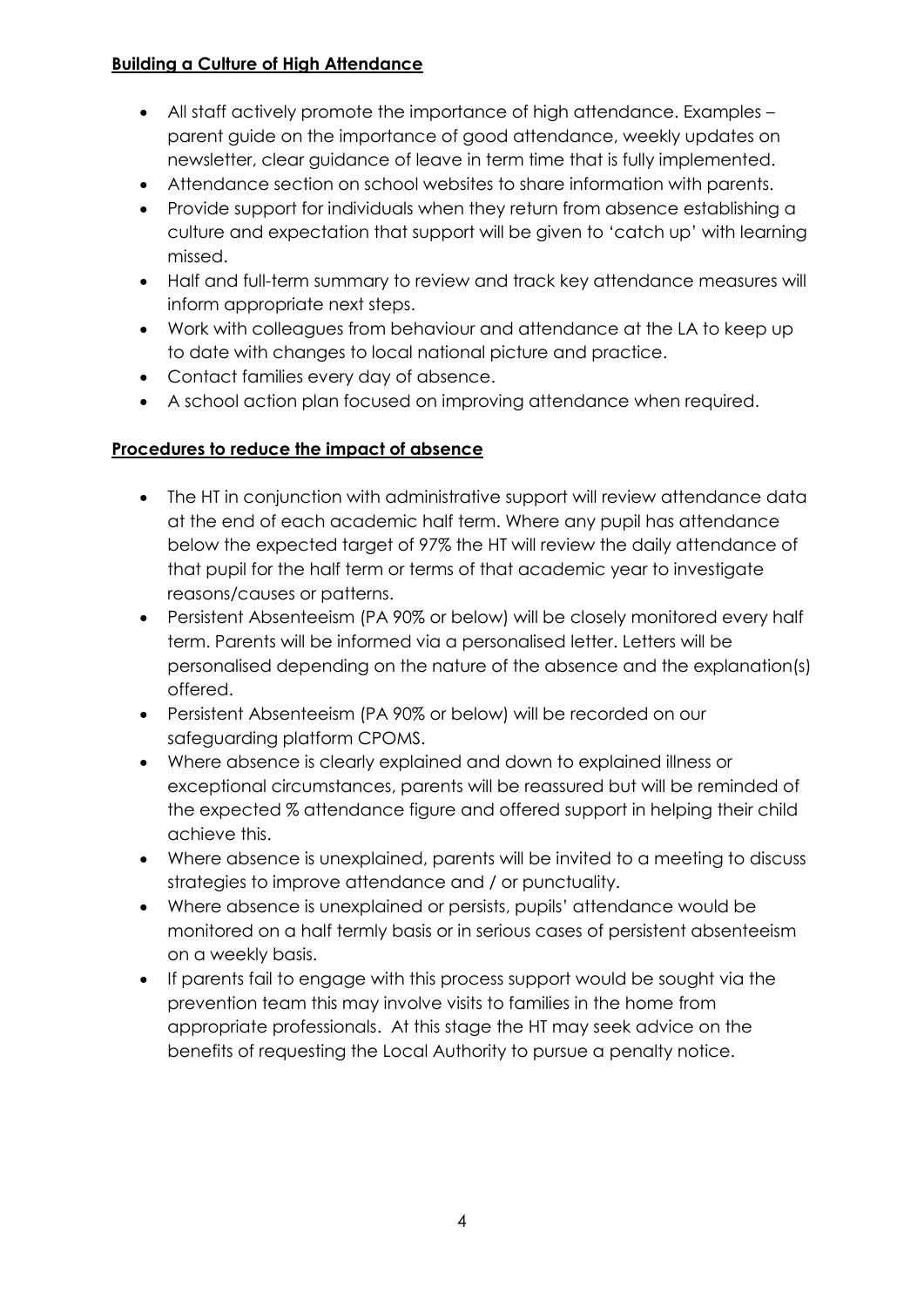**Building a Culture of High Attendance**

- All staff actively promote the importance of high attendance. Examples – parent guide on the importance of good attendance, weekly updates on newsletter, clear guidance of leave in term time that is fully implemented.
- Attendance section on school websites to share information with parents.
- Provide support for individuals when they return from absence establishing a culture and expectation that support will be given to 'catch up' with learning missed.
- Half and full-term summary to review and track key attendance measures will inform appropriate next steps.
- Work with colleagues from behaviour and attendance at the LA to keep up to date with changes to local national picture and practice.
- Contact families every day of absence.
- A school action plan focused on improving attendance when required.

**Procedures to reduce the impact of absence**

- The HT in conjunction with administrative support will review attendance data at the end of each academic half term. Where any pupil has attendance below the expected target of 97% the HT will review the daily attendance of that pupil for the half term or terms of that academic year to investigate reasons/causes or patterns.
- Persistent Absenteeism (PA 90% or below) will be closely monitored every half term. Parents will be informed via a personalised letter. Letters will be personalised depending on the nature of the absence and the explanation(s) offered.
- Persistent Absenteeism (PA 90% or below) will be recorded on our safeguarding platform CPOMS.
- Where absence is clearly explained and down to explained illness or exceptional circumstances, parents will be reassured but will be reminded of the expected % attendance figure and offered support in helping their child achieve this.
- Where absence is unexplained, parents will be invited to a meeting to discuss strategies to improve attendance and / or punctuality.
- Where absence is unexplained or persists, pupils' attendance would be monitored on a half termly basis or in serious cases of persistent absenteeism on a weekly basis.
- If parents fail to engage with this process support would be sought via the prevention team this may involve visits to families in the home from appropriate professionals. At this stage the HT may seek advice on the benefits of requesting the Local Authority to pursue a penalty notice.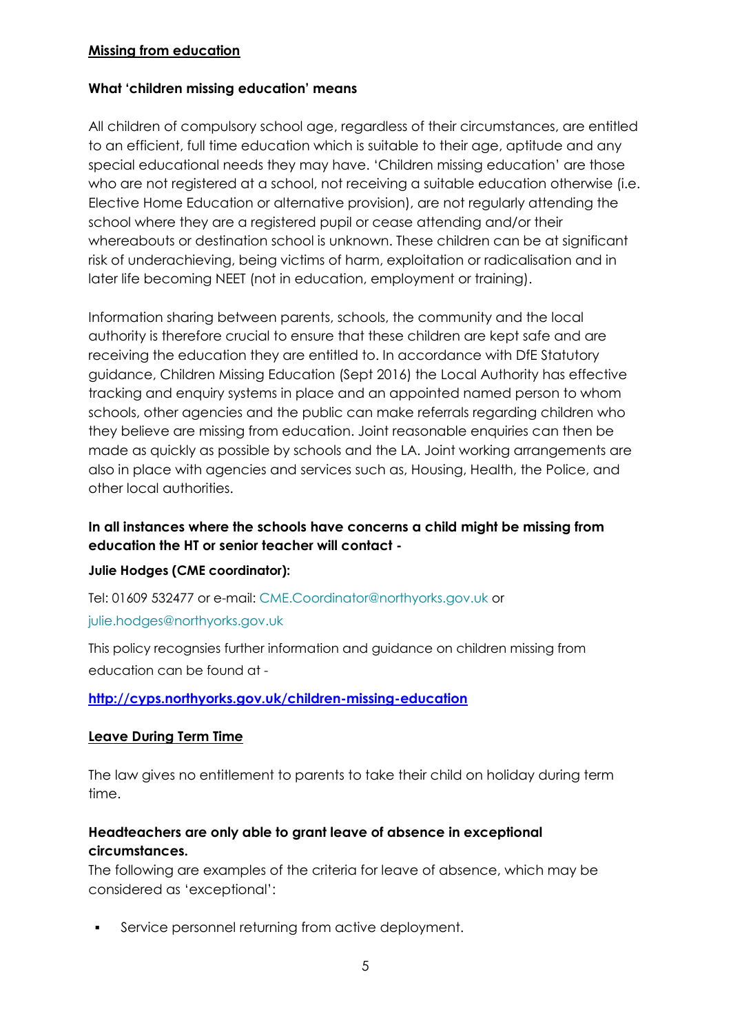## Missing from education

**What 'children missing education' means**

All children of compulsory school age, regardless of their circumstances, are entitled to an efficient, full time education which is suitable to their age, aptitude and any special educational needs they may have. 'Children missing education' are those who are not registered at a school, not receiving a suitable education otherwise (i.e. Elective Home Education or alternative provision), are not regularly attending the school where they are a registered pupil or cease attending and/or their whereabouts or destination school is unknown. These children can be at significant risk of underachieving, being victims of harm, exploitation or radicalisation and in later life becoming NEET (not in education, employment or training).

Information sharing between parents, schools, the community and the local authority is therefore crucial to ensure that these children are kept safe and are receiving the education they are entitled to. In accordance with DfE Statutory guidance, Children Missing Education (Sept 2016) the Local Authority has effective tracking and enquiry systems in place and an appointed named person to whom schools, other agencies and the public can make referrals regarding children who they believe are missing from education. Joint reasonable enquiries can then be made as quickly as possible by schools and the LA. Joint working arrangements are also in place with agencies and services such as, Housing, Health, the Police, and other local authorities.

**In all instances where the schools have concerns a child might be missing from education the HT or senior teacher will contact -**

**Julie Hodges (CME coordinator):**

Tel: 01609 532477 or e-mail: CME.Coordinator@northyorks.gov.uk or julie.hodges@northyorks.gov.uk

This policy recognsies further information and guidance on children missing from education can be found at -

**http://cyps.northyorks.gov.uk/children-missing-education**

## Leave During Term Time

The law gives no entitlement to parents to take their child on holiday during term time.

**Headteachers are only able to grant leave of absence in exceptional circumstances.**

The following are examples of the criteria for leave of absence, which may be considered as 'exceptional':

- Service personnel returning from active deployment.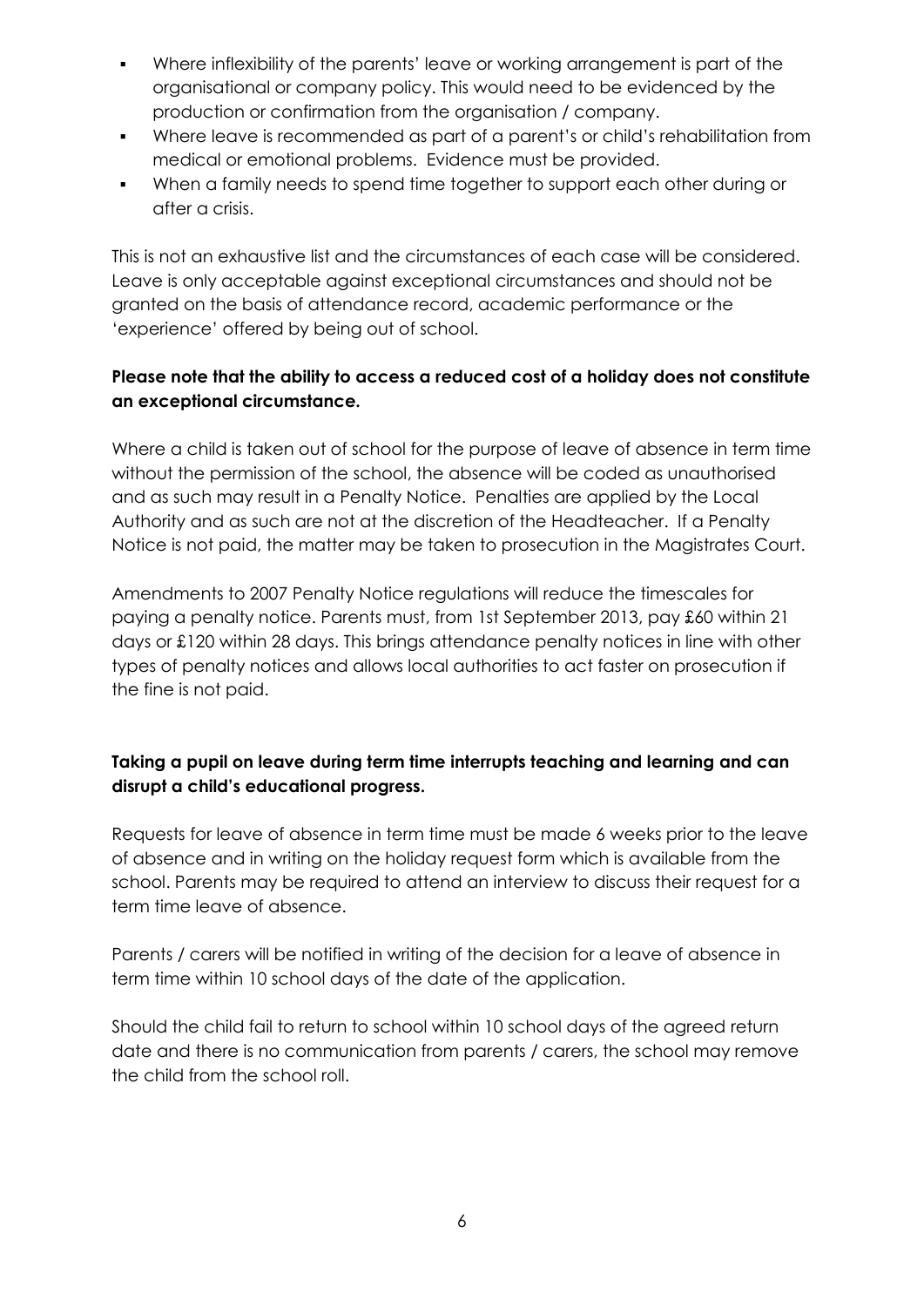- Where inflexibility of the parents' leave or working arrangement is part of the organisational or company policy. This would need to be evidenced by the production or confirmation from the organisation / company.
- Where leave is recommended as part of a parent's or child's rehabilitation from medical or emotional problems. Evidence must be provided.
- When a family needs to spend time together to support each other during or after a crisis.

This is not an exhaustive list and the circumstances of each case will be considered. Leave is only acceptable against exceptional circumstances and should not be granted on the basis of attendance record, academic performance or the 'experience' offered by being out of school.

**Please note that the ability to access a reduced cost of a holiday does not constitute an exceptional circumstance.**

Where a child is taken out of school for the purpose of leave of absence in term time without the permission of the school, the absence will be coded as unauthorised and as such may result in a Penalty Notice. Penalties are applied by the Local Authority and as such are not at the discretion of the Headteacher. If a Penalty Notice is not paid, the matter may be taken to prosecution in the Magistrates Court.

Amendments to 2007 Penalty Notice regulations will reduce the timescales for paying a penalty notice. Parents must, from 1st September 2013, pay £60 within 21 days or £120 within 28 days. This brings attendance penalty notices in line with other types of penalty notices and allows local authorities to act faster on prosecution if the fine is not paid.

**Taking a pupil on leave during term time interrupts teaching and learning and can disrupt a child's educational progress.**

Requests for leave of absence in term time must be made 6 weeks prior to the leave of absence and in writing on the holiday request form which is available from the school. Parents may be required to attend an interview to discuss their request for a term time leave of absence.

Parents / carers will be notified in writing of the decision for a leave of absence in term time within 10 school days of the date of the application.

Should the child fail to return to school within 10 school days of the agreed return date and there is no communication from parents / carers, the school may remove the child from the school roll.